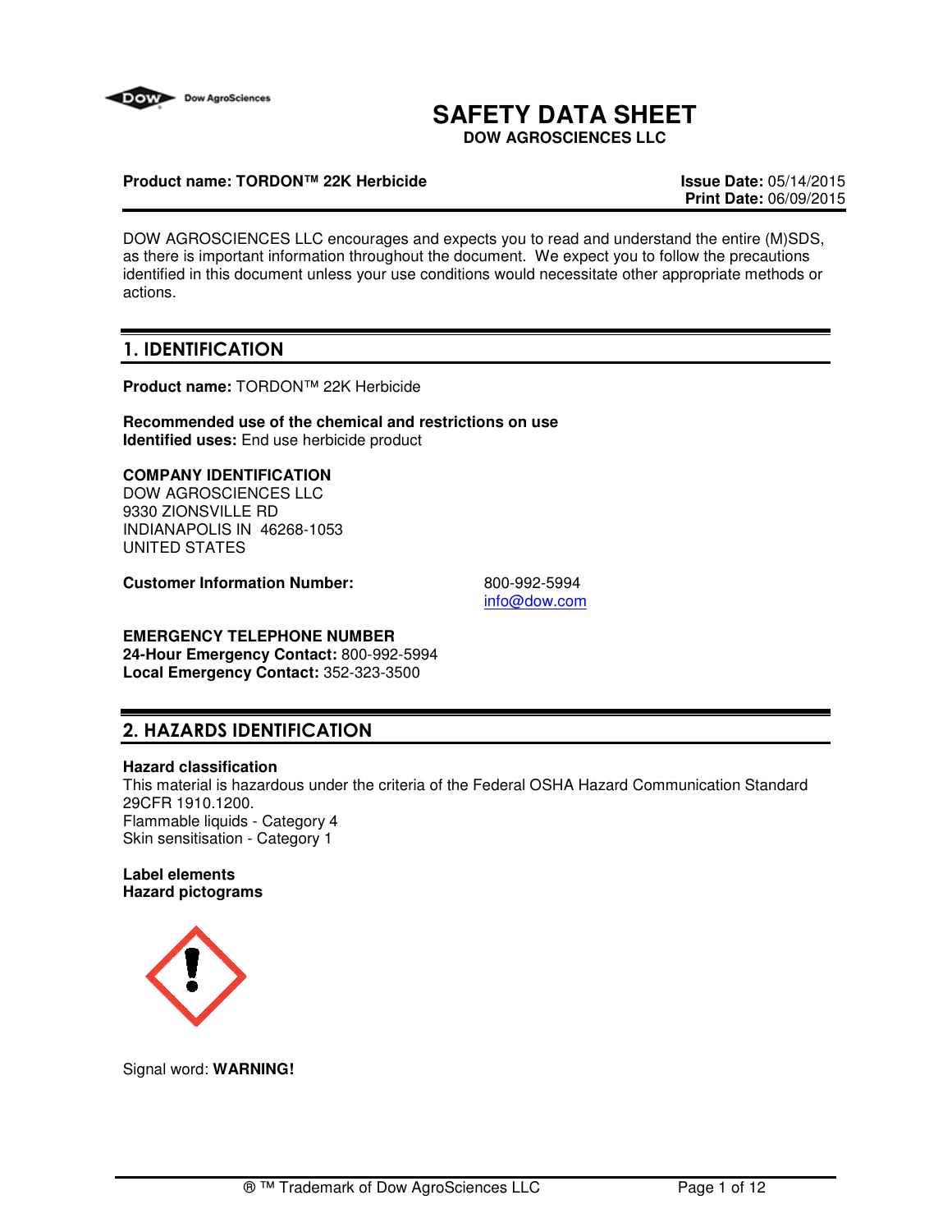# SAFETY DATA SHEET

**DOW AGROSCIENCES LLC**

**Product name: TORDON™ 22K Herbicide**

**Issue Date:** 05/14/2015
**Print Date:** 06/09/2015

DOW AGROSCIENCES LLC encourages and expects you to read and understand the entire (M)SDS, as there is important information throughout the document. We expect you to follow the precautions identified in this document unless your use conditions would necessitate other appropriate methods or actions.

## 1. IDENTIFICATION

**Product name:** TORDON™ 22K Herbicide

**Recommended use of the chemical and restrictions on use**
**Identified uses:** End use herbicide product

**COMPANY IDENTIFICATION**
DOW AGROSCIENCES LLC
9330 ZIONSVILLE RD
INDIANAPOLIS IN 46268-1053
UNITED STATES

**Customer Information Number:** 800-992-5994
info@dow.com

**EMERGENCY TELEPHONE NUMBER**
**24-Hour Emergency Contact:** 800-992-5994
**Local Emergency Contact:** 352-323-3500

## 2. HAZARDS IDENTIFICATION

**Hazard classification**
This material is hazardous under the criteria of the Federal OSHA Hazard Communication Standard 29CFR 1910.1200.
Flammable liquids - Category 4
Skin sensitisation - Category 1

**Label elements**
**Hazard pictograms**

Signal word: **WARNING!**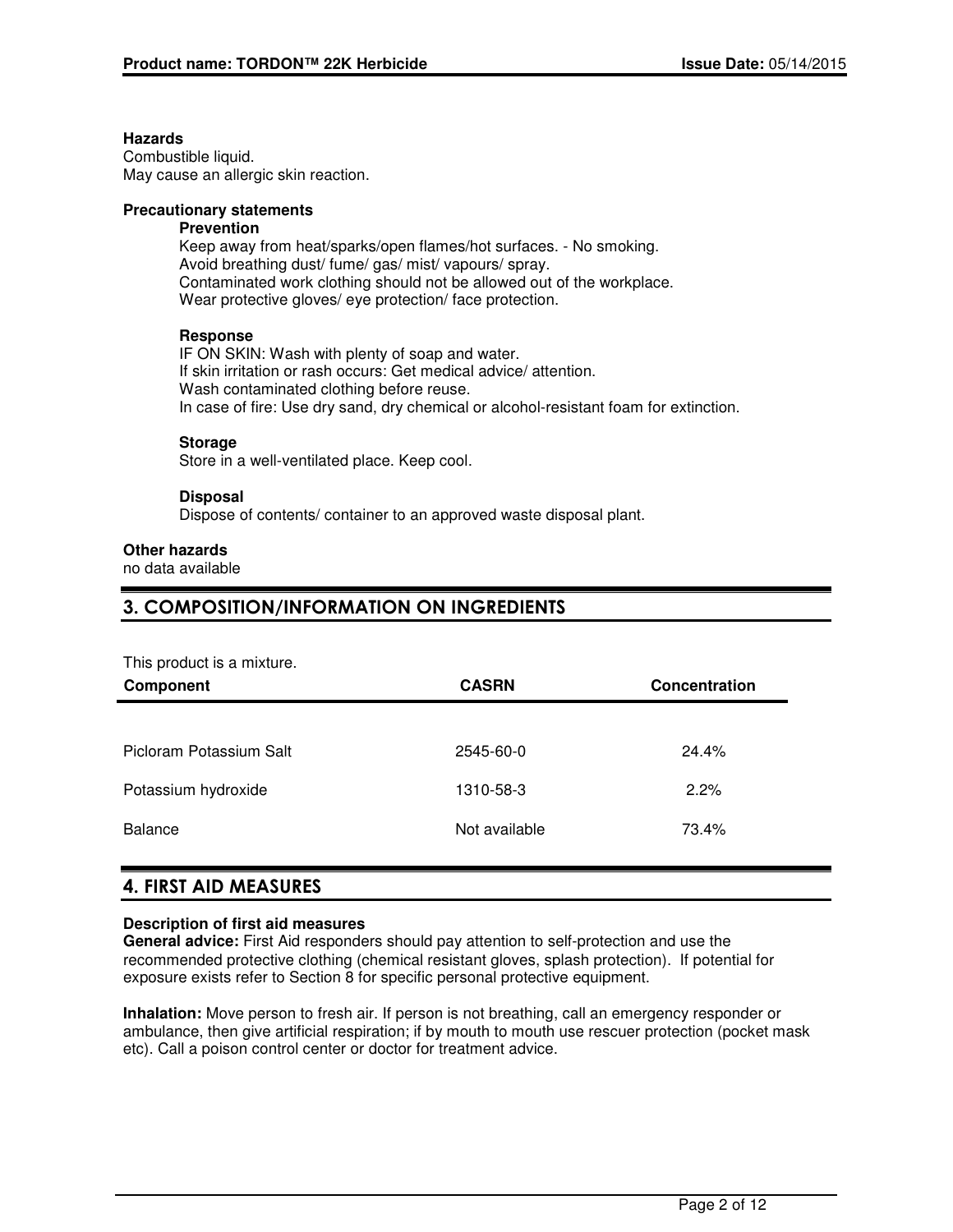**Hazards**
Combustible liquid.
May cause an allergic skin reaction.

**Precautionary statements**

**Prevention**
Keep away from heat/sparks/open flames/hot surfaces. - No smoking.
Avoid breathing dust/ fume/ gas/ mist/ vapours/ spray.
Contaminated work clothing should not be allowed out of the workplace.
Wear protective gloves/ eye protection/ face protection.

**Response**
IF ON SKIN: Wash with plenty of soap and water.
If skin irritation or rash occurs: Get medical advice/ attention.
Wash contaminated clothing before reuse.
In case of fire: Use dry sand, dry chemical or alcohol-resistant foam for extinction.

**Storage**
Store in a well-ventilated place. Keep cool.

**Disposal**
Dispose of contents/ container to an approved waste disposal plant.

**Other hazards**
no data available

## 3. COMPOSITION/INFORMATION ON INGREDIENTS

This product is a mixture.

| Component | CASRN | Concentration |
|---|---|---|
| Picloram Potassium Salt | 2545-60-0 | 24.4% |
| Potassium hydroxide | 1310-58-3 | 2.2% |
| Balance | Not available | 73.4% |

## 4. FIRST AID MEASURES

**Description of first aid measures**

**General advice:** First Aid responders should pay attention to self-protection and use the recommended protective clothing (chemical resistant gloves, splash protection). If potential for exposure exists refer to Section 8 for specific personal protective equipment.

**Inhalation:** Move person to fresh air. If person is not breathing, call an emergency responder or ambulance, then give artificial respiration; if by mouth to mouth use rescuer protection (pocket mask etc). Call a poison control center or doctor for treatment advice.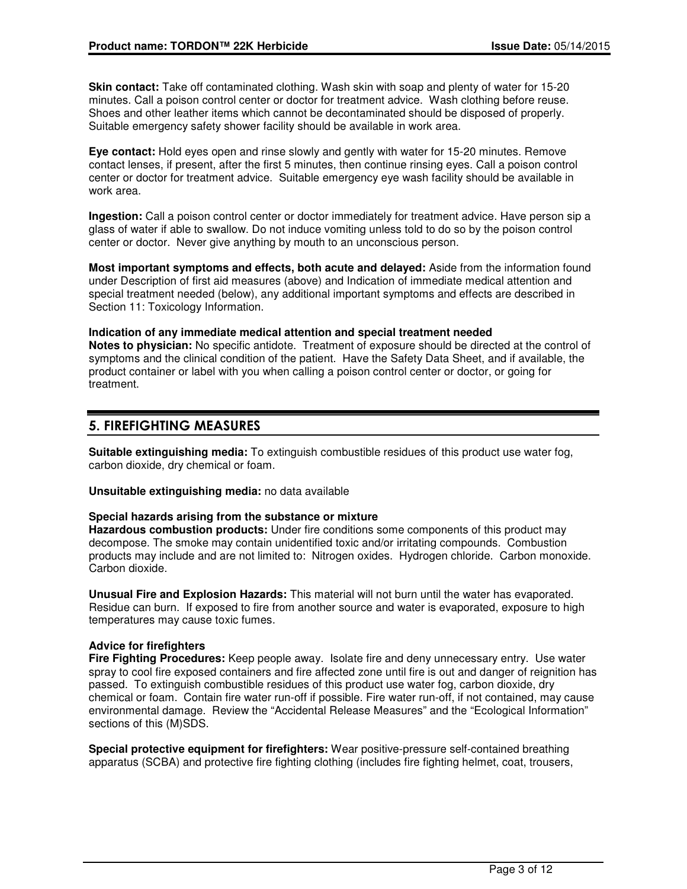**Skin contact:** Take off contaminated clothing. Wash skin with soap and plenty of water for 15-20 minutes. Call a poison control center or doctor for treatment advice. Wash clothing before reuse. Shoes and other leather items which cannot be decontaminated should be disposed of properly. Suitable emergency safety shower facility should be available in work area.

**Eye contact:** Hold eyes open and rinse slowly and gently with water for 15-20 minutes. Remove contact lenses, if present, after the first 5 minutes, then continue rinsing eyes. Call a poison control center or doctor for treatment advice. Suitable emergency eye wash facility should be available in work area.

**Ingestion:** Call a poison control center or doctor immediately for treatment advice. Have person sip a glass of water if able to swallow. Do not induce vomiting unless told to do so by the poison control center or doctor. Never give anything by mouth to an unconscious person.

**Most important symptoms and effects, both acute and delayed:** Aside from the information found under Description of first aid measures (above) and Indication of immediate medical attention and special treatment needed (below), any additional important symptoms and effects are described in Section 11: Toxicology Information.

**Indication of any immediate medical attention and special treatment needed**

**Notes to physician:** No specific antidote. Treatment of exposure should be directed at the control of symptoms and the clinical condition of the patient. Have the Safety Data Sheet, and if available, the product container or label with you when calling a poison control center or doctor, or going for treatment.

## 5. FIREFIGHTING MEASURES

**Suitable extinguishing media:** To extinguish combustible residues of this product use water fog, carbon dioxide, dry chemical or foam.

**Unsuitable extinguishing media:** no data available

**Special hazards arising from the substance or mixture**

**Hazardous combustion products:** Under fire conditions some components of this product may decompose. The smoke may contain unidentified toxic and/or irritating compounds. Combustion products may include and are not limited to: Nitrogen oxides. Hydrogen chloride. Carbon monoxide. Carbon dioxide.

**Unusual Fire and Explosion Hazards:** This material will not burn until the water has evaporated. Residue can burn. If exposed to fire from another source and water is evaporated, exposure to high temperatures may cause toxic fumes.

**Advice for firefighters**

**Fire Fighting Procedures:** Keep people away. Isolate fire and deny unnecessary entry. Use water spray to cool fire exposed containers and fire affected zone until fire is out and danger of reignition has passed. To extinguish combustible residues of this product use water fog, carbon dioxide, dry chemical or foam. Contain fire water run-off if possible. Fire water run-off, if not contained, may cause environmental damage. Review the "Accidental Release Measures" and the "Ecological Information" sections of this (M)SDS.

**Special protective equipment for firefighters:** Wear positive-pressure self-contained breathing apparatus (SCBA) and protective fire fighting clothing (includes fire fighting helmet, coat, trousers,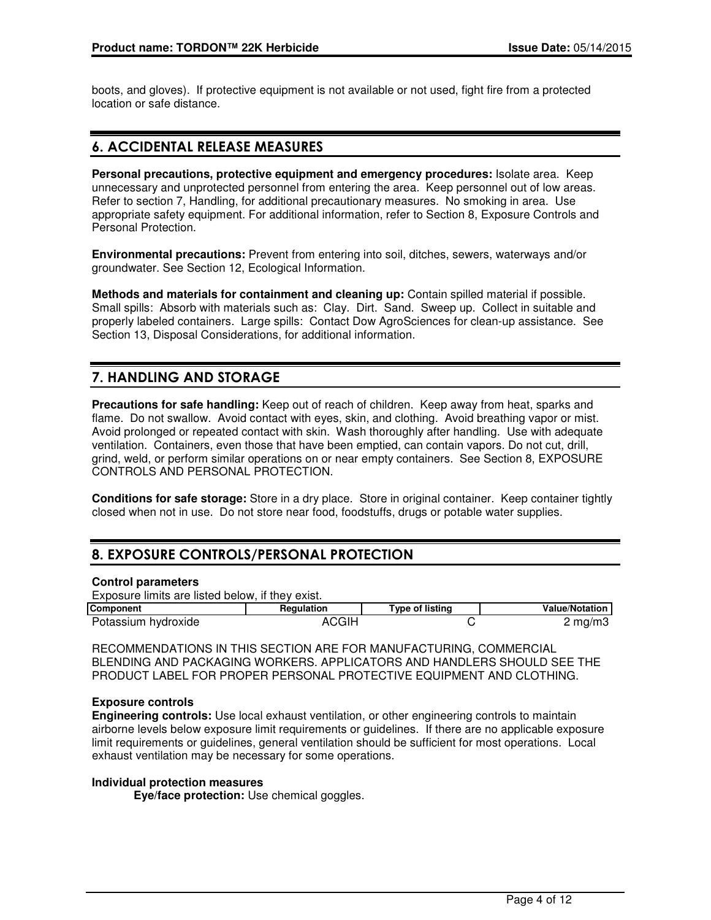boots, and gloves). If protective equipment is not available or not used, fight fire from a protected location or safe distance.

## 6. ACCIDENTAL RELEASE MEASURES

**Personal precautions, protective equipment and emergency procedures:** Isolate area. Keep unnecessary and unprotected personnel from entering the area. Keep personnel out of low areas. Refer to section 7, Handling, for additional precautionary measures. No smoking in area. Use appropriate safety equipment. For additional information, refer to Section 8, Exposure Controls and Personal Protection.

**Environmental precautions:** Prevent from entering into soil, ditches, sewers, waterways and/or groundwater. See Section 12, Ecological Information.

**Methods and materials for containment and cleaning up:** Contain spilled material if possible. Small spills: Absorb with materials such as: Clay. Dirt. Sand. Sweep up. Collect in suitable and properly labeled containers. Large spills: Contact Dow AgroSciences for clean-up assistance. See Section 13, Disposal Considerations, for additional information.

## 7. HANDLING AND STORAGE

**Precautions for safe handling:** Keep out of reach of children. Keep away from heat, sparks and flame. Do not swallow. Avoid contact with eyes, skin, and clothing. Avoid breathing vapor or mist. Avoid prolonged or repeated contact with skin. Wash thoroughly after handling. Use with adequate ventilation. Containers, even those that have been emptied, can contain vapors. Do not cut, drill, grind, weld, or perform similar operations on or near empty containers. See Section 8, EXPOSURE CONTROLS AND PERSONAL PROTECTION.

**Conditions for safe storage:** Store in a dry place. Store in original container. Keep container tightly closed when not in use. Do not store near food, foodstuffs, drugs or potable water supplies.

## 8. EXPOSURE CONTROLS/PERSONAL PROTECTION

**Control parameters**

Exposure limits are listed below, if they exist.

| Component | Regulation | Type of listing | Value/Notation |
|---|---|---|---|
| Potassium hydroxide | ACGIH | C | 2 mg/m3 |

RECOMMENDATIONS IN THIS SECTION ARE FOR MANUFACTURING, COMMERCIAL BLENDING AND PACKAGING WORKERS. APPLICATORS AND HANDLERS SHOULD SEE THE PRODUCT LABEL FOR PROPER PERSONAL PROTECTIVE EQUIPMENT AND CLOTHING.

**Exposure controls**

**Engineering controls:** Use local exhaust ventilation, or other engineering controls to maintain airborne levels below exposure limit requirements or guidelines. If there are no applicable exposure limit requirements or guidelines, general ventilation should be sufficient for most operations. Local exhaust ventilation may be necessary for some operations.

**Individual protection measures**

**Eye/face protection:** Use chemical goggles.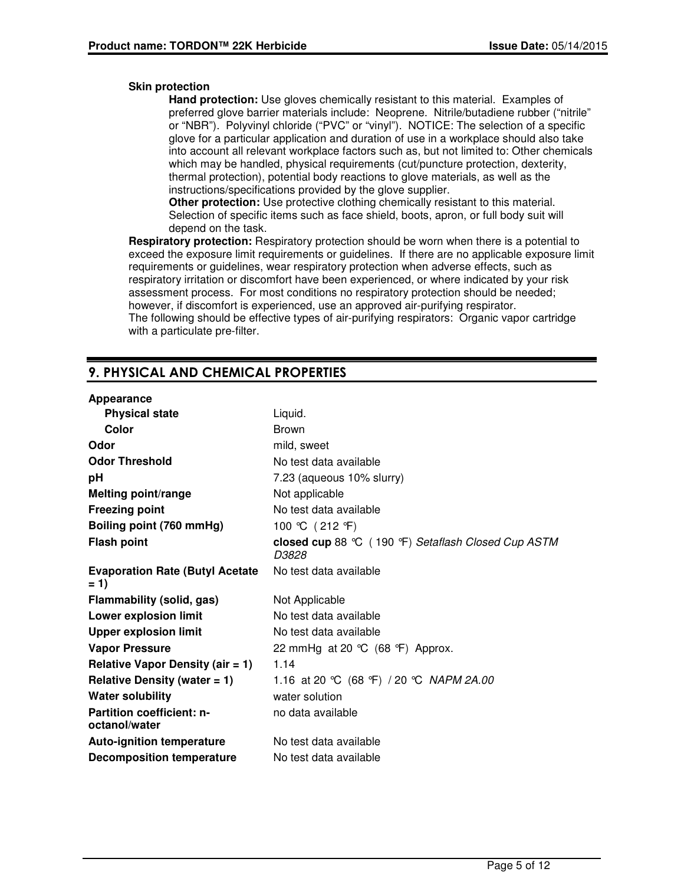**Skin protection**

**Hand protection:** Use gloves chemically resistant to this material. Examples of preferred glove barrier materials include: Neoprene. Nitrile/butadiene rubber ("nitrile" or "NBR"). Polyvinyl chloride ("PVC" or "vinyl"). NOTICE: The selection of a specific glove for a particular application and duration of use in a workplace should also take into account all relevant workplace factors such as, but not limited to: Other chemicals which may be handled, physical requirements (cut/puncture protection, dexterity, thermal protection), potential body reactions to glove materials, as well as the instructions/specifications provided by the glove supplier.

**Other protection:** Use protective clothing chemically resistant to this material. Selection of specific items such as face shield, boots, apron, or full body suit will depend on the task.

**Respiratory protection:** Respiratory protection should be worn when there is a potential to exceed the exposure limit requirements or guidelines. If there are no applicable exposure limit requirements or guidelines, wear respiratory protection when adverse effects, such as respiratory irritation or discomfort have been experienced, or where indicated by your risk assessment process. For most conditions no respiratory protection should be needed; however, if discomfort is experienced, use an approved air-purifying respirator.
The following should be effective types of air-purifying respirators: Organic vapor cartridge with a particulate pre-filter.

## 9. PHYSICAL AND CHEMICAL PROPERTIES

| | |
|---|---|
| **Appearance** | |
| **Physical state** | Liquid. |
| **Color** | Brown |
| **Odor** | mild, sweet |
| **Odor Threshold** | No test data available |
| **pH** | 7.23 (aqueous 10% slurry) |
| **Melting point/range** | Not applicable |
| **Freezing point** | No test data available |
| **Boiling point (760 mmHg)** | 100 ℃ ( 212 ℉) |
| **Flash point** | **closed cup** 88 ℃ ( 190 ℉) *Setaflash Closed Cup ASTM D3828* |
| **Evaporation Rate (Butyl Acetate = 1)** | No test data available |
| **Flammability (solid, gas)** | Not Applicable |
| **Lower explosion limit** | No test data available |
| **Upper explosion limit** | No test data available |
| **Vapor Pressure** | 22 mmHg at 20 ℃ (68 ℉) Approx. |
| **Relative Vapor Density (air = 1)** | 1.14 |
| **Relative Density (water = 1)** | 1.16 at 20 ℃ (68 ℉) / 20 ℃ *NAPM 2A.00* |
| **Water solubility** | water solution |
| **Partition coefficient: n-octanol/water** | no data available |
| **Auto-ignition temperature** | No test data available |
| **Decomposition temperature** | No test data available |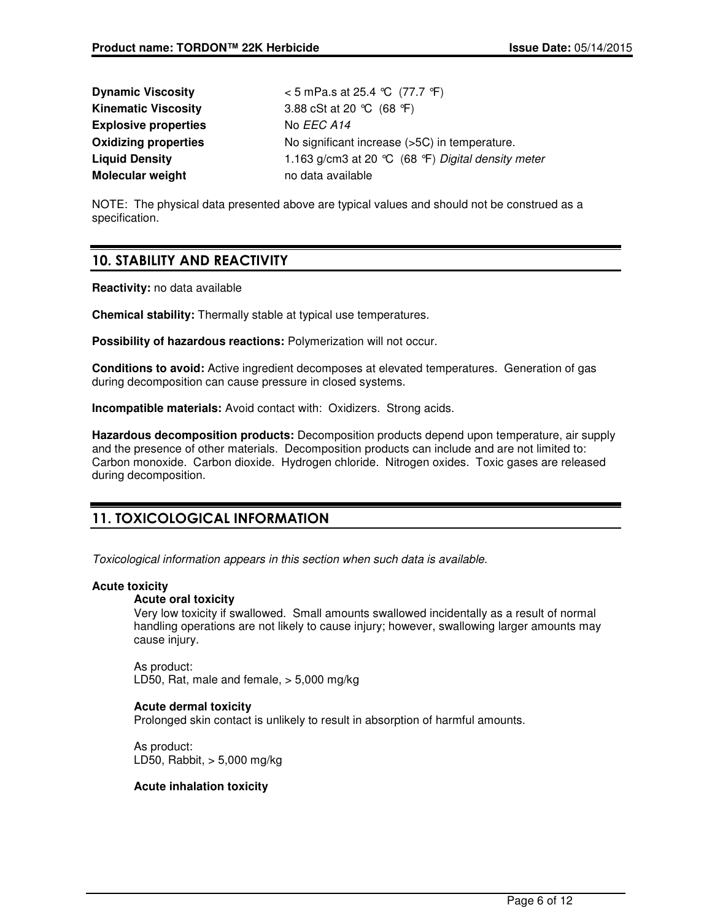| | |
|---|---|
| **Dynamic Viscosity** | < 5 mPa.s at 25.4 °C (77.7 °F) |
| **Kinematic Viscosity** | 3.88 cSt at 20 °C (68 °F) |
| **Explosive properties** | No *EEC A14* |
| **Oxidizing properties** | No significant increase (>5C) in temperature. |
| **Liquid Density** | 1.163 g/cm3 at 20 °C (68 °F) *Digital density meter* |
| **Molecular weight** | no data available |

NOTE: The physical data presented above are typical values and should not be construed as a specification.

## 10. STABILITY AND REACTIVITY

**Reactivity:** no data available

**Chemical stability:** Thermally stable at typical use temperatures.

**Possibility of hazardous reactions:** Polymerization will not occur.

**Conditions to avoid:** Active ingredient decomposes at elevated temperatures. Generation of gas during decomposition can cause pressure in closed systems.

**Incompatible materials:** Avoid contact with: Oxidizers. Strong acids.

**Hazardous decomposition products:** Decomposition products depend upon temperature, air supply and the presence of other materials. Decomposition products can include and are not limited to: Carbon monoxide. Carbon dioxide. Hydrogen chloride. Nitrogen oxides. Toxic gases are released during decomposition.

## 11. TOXICOLOGICAL INFORMATION

*Toxicological information appears in this section when such data is available.*

**Acute toxicity**

**Acute oral toxicity**

Very low toxicity if swallowed. Small amounts swallowed incidentally as a result of normal handling operations are not likely to cause injury; however, swallowing larger amounts may cause injury.

As product:
LD50, Rat, male and female, > 5,000 mg/kg

**Acute dermal toxicity**

Prolonged skin contact is unlikely to result in absorption of harmful amounts.

As product:
LD50, Rabbit, > 5,000 mg/kg

**Acute inhalation toxicity**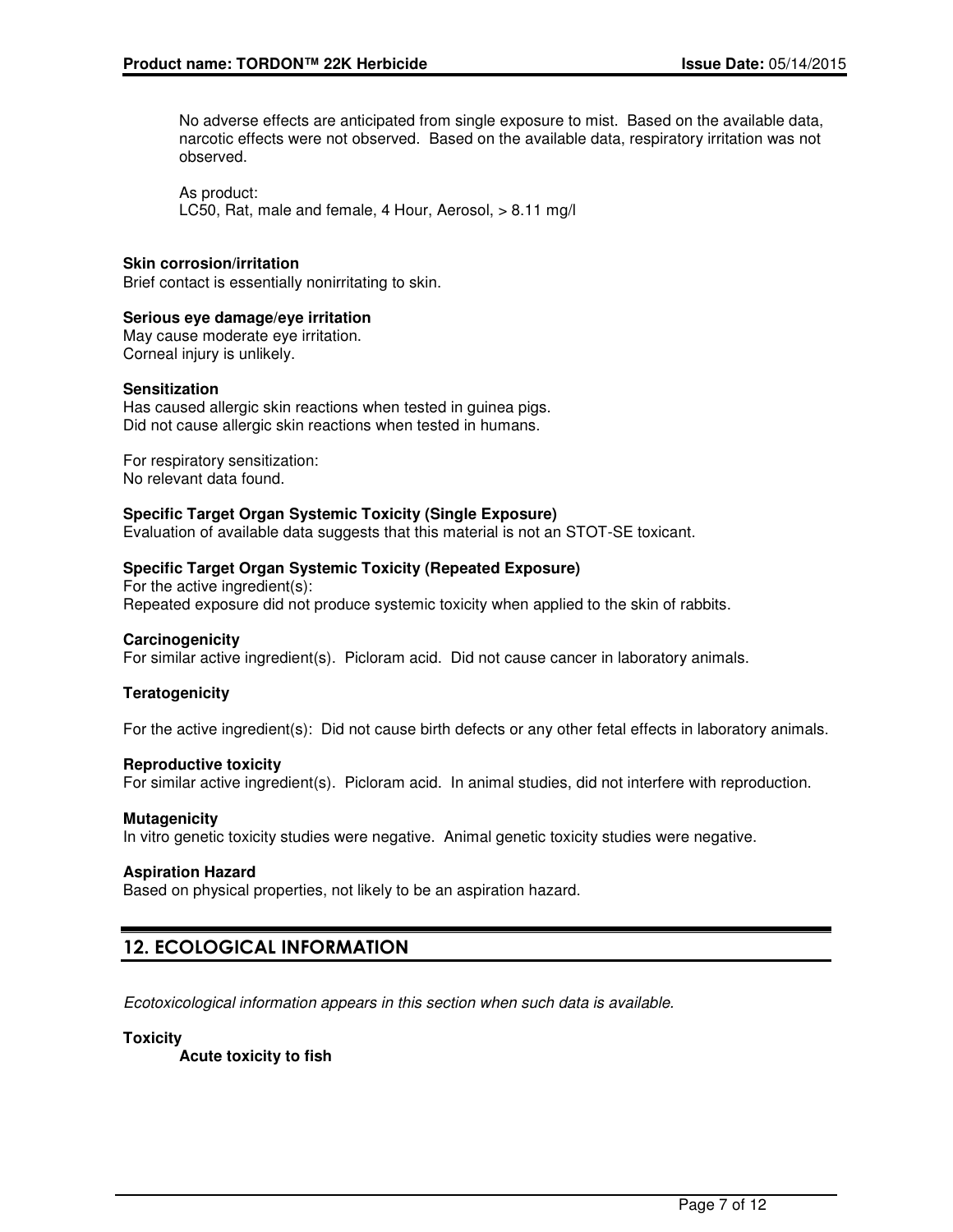No adverse effects are anticipated from single exposure to mist. Based on the available data, narcotic effects were not observed. Based on the available data, respiratory irritation was not observed.

As product:
LC50, Rat, male and female, 4 Hour, Aerosol, > 8.11 mg/l

**Skin corrosion/irritation**
Brief contact is essentially nonirritating to skin.

**Serious eye damage/eye irritation**
May cause moderate eye irritation.
Corneal injury is unlikely.

**Sensitization**
Has caused allergic skin reactions when tested in guinea pigs.
Did not cause allergic skin reactions when tested in humans.

For respiratory sensitization:
No relevant data found.

**Specific Target Organ Systemic Toxicity (Single Exposure)**
Evaluation of available data suggests that this material is not an STOT-SE toxicant.

**Specific Target Organ Systemic Toxicity (Repeated Exposure)**
For the active ingredient(s):
Repeated exposure did not produce systemic toxicity when applied to the skin of rabbits.

**Carcinogenicity**
For similar active ingredient(s). Picloram acid. Did not cause cancer in laboratory animals.

**Teratogenicity**

For the active ingredient(s): Did not cause birth defects or any other fetal effects in laboratory animals.

**Reproductive toxicity**
For similar active ingredient(s). Picloram acid. In animal studies, did not interfere with reproduction.

**Mutagenicity**
In vitro genetic toxicity studies were negative. Animal genetic toxicity studies were negative.

**Aspiration Hazard**
Based on physical properties, not likely to be an aspiration hazard.

## 12. ECOLOGICAL INFORMATION

*Ecotoxicological information appears in this section when such data is available.*

**Toxicity**

**Acute toxicity to fish**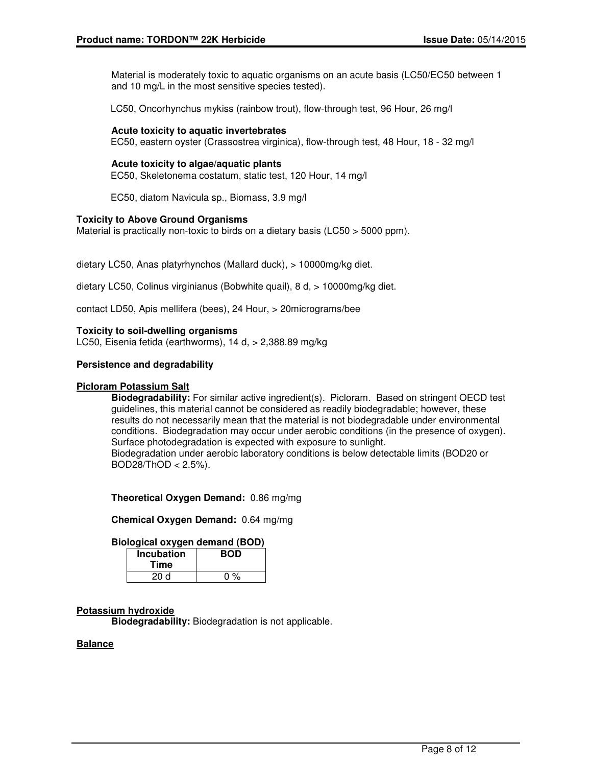Material is moderately toxic to aquatic organisms on an acute basis (LC50/EC50 between 1 and 10 mg/L in the most sensitive species tested).

LC50, Oncorhynchus mykiss (rainbow trout), flow-through test, 96 Hour, 26 mg/l

**Acute toxicity to aquatic invertebrates**

EC50, eastern oyster (Crassostrea virginica), flow-through test, 48 Hour, 18 - 32 mg/l

**Acute toxicity to algae/aquatic plants**

EC50, Skeletonema costatum, static test, 120 Hour, 14 mg/l

EC50, diatom Navicula sp., Biomass, 3.9 mg/l

**Toxicity to Above Ground Organisms**

Material is practically non-toxic to birds on a dietary basis (LC50 > 5000 ppm).

dietary LC50, Anas platyrhynchos (Mallard duck), > 10000mg/kg diet.

dietary LC50, Colinus virginianus (Bobwhite quail), 8 d, > 10000mg/kg diet.

contact LD50, Apis mellifera (bees), 24 Hour, > 20micrograms/bee

**Toxicity to soil-dwelling organisms**

LC50, Eisenia fetida (earthworms), 14 d, > 2,388.89 mg/kg

**Persistence and degradability**

**Picloram Potassium Salt**

**Biodegradability:** For similar active ingredient(s). Picloram. Based on stringent OECD test guidelines, this material cannot be considered as readily biodegradable; however, these results do not necessarily mean that the material is not biodegradable under environmental conditions. Biodegradation may occur under aerobic conditions (in the presence of oxygen). Surface photodegradation is expected with exposure to sunlight.
Biodegradation under aerobic laboratory conditions is below detectable limits (BOD20 or BOD28/ThOD < 2.5%).

**Theoretical Oxygen Demand:** 0.86 mg/mg

**Chemical Oxygen Demand:** 0.64 mg/mg

**Biological oxygen demand (BOD)**

| Incubation Time | BOD |
|---|---|
| 20 d | 0 % |

**Potassium hydroxide**

**Biodegradability:** Biodegradation is not applicable.

**Balance**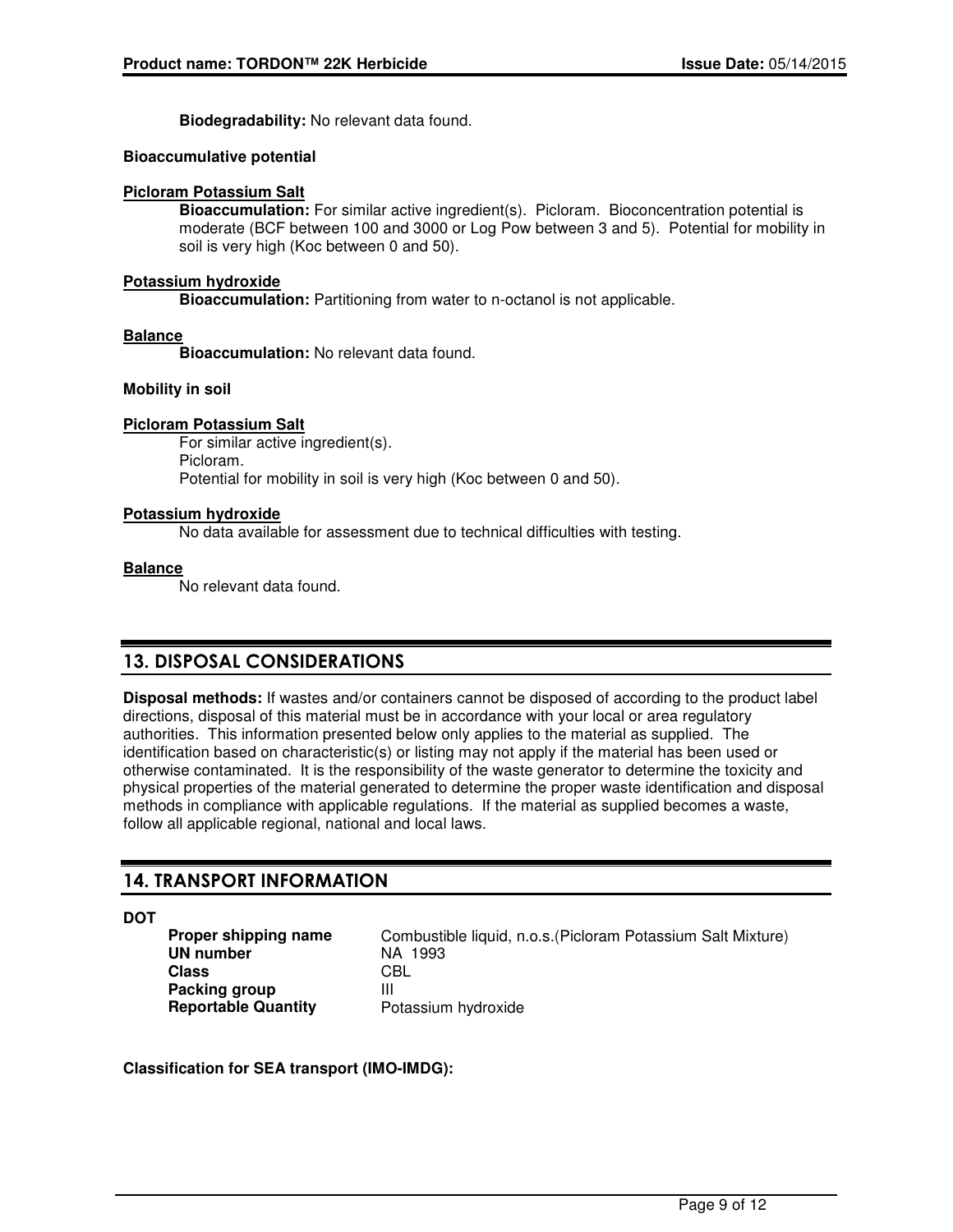**Biodegradability:** No relevant data found.

**Bioaccumulative potential**

**Picloram Potassium Salt**

**Bioaccumulation:** For similar active ingredient(s). Picloram. Bioconcentration potential is moderate (BCF between 100 and 3000 or Log Pow between 3 and 5). Potential for mobility in soil is very high (Koc between 0 and 50).

**Potassium hydroxide**

**Bioaccumulation:** Partitioning from water to n-octanol is not applicable.

**Balance**

**Bioaccumulation:** No relevant data found.

**Mobility in soil**

**Picloram Potassium Salt**

For similar active ingredient(s).
Picloram.
Potential for mobility in soil is very high (Koc between 0 and 50).

**Potassium hydroxide**

No data available for assessment due to technical difficulties with testing.

**Balance**

No relevant data found.

## 13. DISPOSAL CONSIDERATIONS

**Disposal methods:** If wastes and/or containers cannot be disposed of according to the product label directions, disposal of this material must be in accordance with your local or area regulatory authorities. This information presented below only applies to the material as supplied. The identification based on characteristic(s) or listing may not apply if the material has been used or otherwise contaminated. It is the responsibility of the waste generator to determine the toxicity and physical properties of the material generated to determine the proper waste identification and disposal methods in compliance with applicable regulations. If the material as supplied becomes a waste, follow all applicable regional, national and local laws.

## 14. TRANSPORT INFORMATION

**DOT**

| | |
|---|---|
| **Proper shipping name** | Combustible liquid, n.o.s.(Picloram Potassium Salt Mixture) |
| **UN number** | NA 1993 |
| **Class** | CBL |
| **Packing group** | III |
| **Reportable Quantity** | Potassium hydroxide |

**Classification for SEA transport (IMO-IMDG):**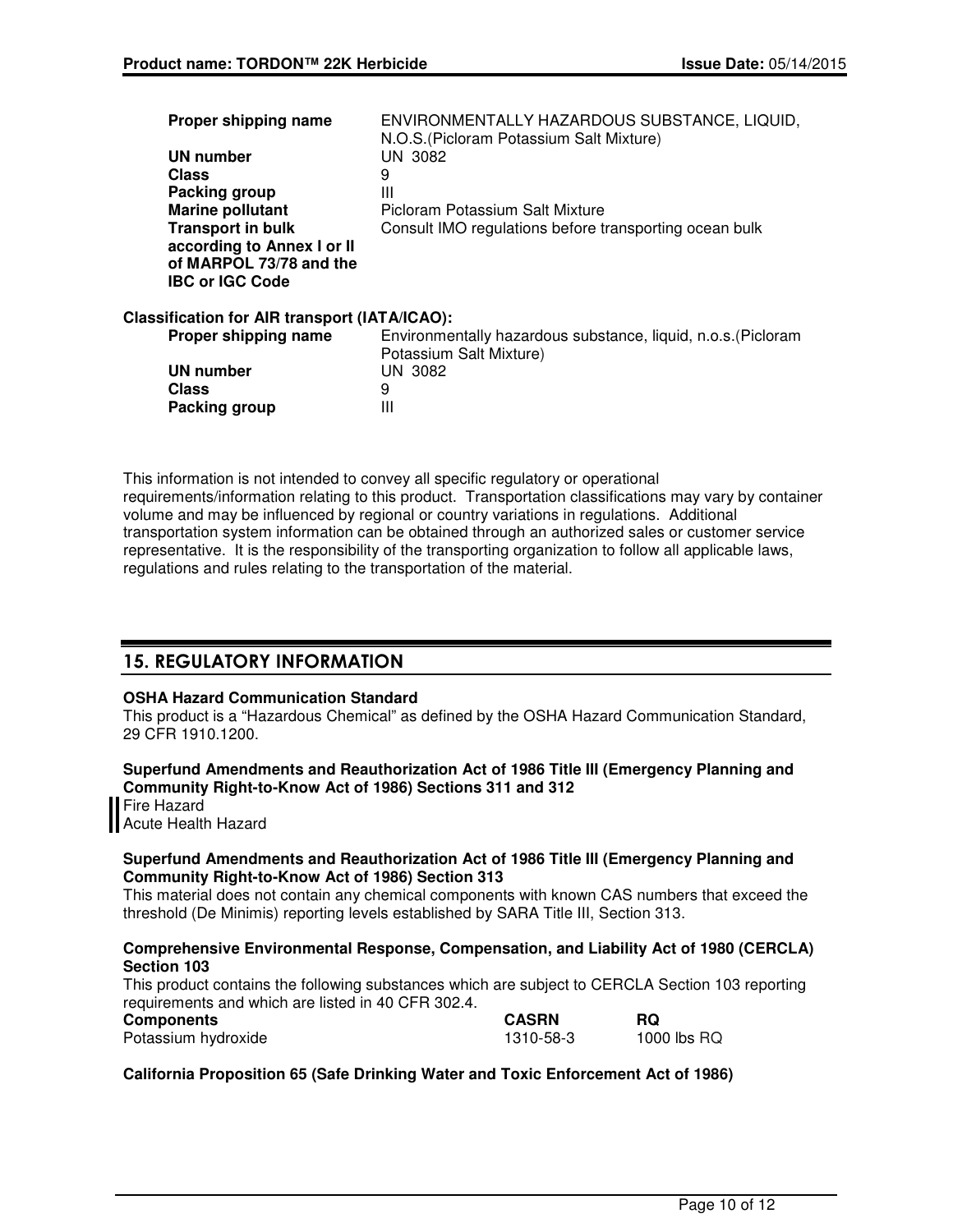| | |
|---|---|
| **Proper shipping name** | ENVIRONMENTALLY HAZARDOUS SUBSTANCE, LIQUID, N.O.S.(Picloram Potassium Salt Mixture) |
| **UN number** | UN 3082 |
| **Class** | 9 |
| **Packing group** | III |
| **Marine pollutant** | Picloram Potassium Salt Mixture |
| **Transport in bulk according to Annex I or II of MARPOL 73/78 and the IBC or IGC Code** | Consult IMO regulations before transporting ocean bulk |

**Classification for AIR transport (IATA/ICAO):**

| | |
|---|---|
| **Proper shipping name** | Environmentally hazardous substance, liquid, n.o.s.(Picloram Potassium Salt Mixture) |
| **UN number** | UN 3082 |
| **Class** | 9 |
| **Packing group** | III |

This information is not intended to convey all specific regulatory or operational requirements/information relating to this product. Transportation classifications may vary by container volume and may be influenced by regional or country variations in regulations. Additional transportation system information can be obtained through an authorized sales or customer service representative. It is the responsibility of the transporting organization to follow all applicable laws, regulations and rules relating to the transportation of the material.

## 15. REGULATORY INFORMATION

**OSHA Hazard Communication Standard**

This product is a "Hazardous Chemical" as defined by the OSHA Hazard Communication Standard, 29 CFR 1910.1200.

**Superfund Amendments and Reauthorization Act of 1986 Title III (Emergency Planning and Community Right-to-Know Act of 1986) Sections 311 and 312**

Fire Hazard
Acute Health Hazard

**Superfund Amendments and Reauthorization Act of 1986 Title III (Emergency Planning and Community Right-to-Know Act of 1986) Section 313**

This material does not contain any chemical components with known CAS numbers that exceed the threshold (De Minimis) reporting levels established by SARA Title III, Section 313.

**Comprehensive Environmental Response, Compensation, and Liability Act of 1980 (CERCLA) Section 103**

This product contains the following substances which are subject to CERCLA Section 103 reporting requirements and which are listed in 40 CFR 302.4.

| Components | CASRN | RQ |
|---|---|---|
| Potassium hydroxide | 1310-58-3 | 1000 lbs RQ |

**California Proposition 65 (Safe Drinking Water and Toxic Enforcement Act of 1986)**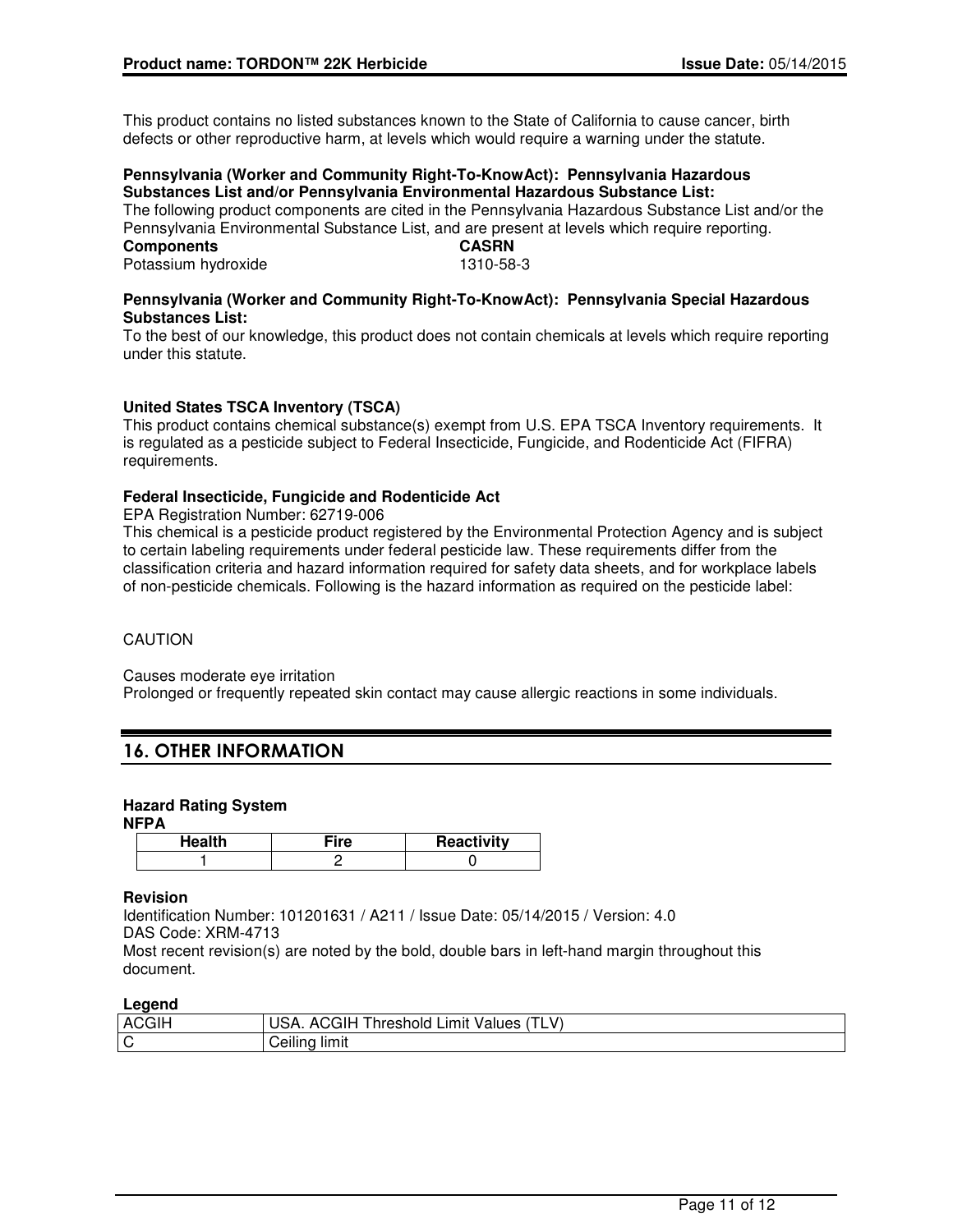This product contains no listed substances known to the State of California to cause cancer, birth defects or other reproductive harm, at levels which would require a warning under the statute.

**Pennsylvania (Worker and Community Right-To-KnowAct): Pennsylvania Hazardous Substances List and/or Pennsylvania Environmental Hazardous Substance List:**
The following product components are cited in the Pennsylvania Hazardous Substance List and/or the Pennsylvania Environmental Substance List, and are present at levels which require reporting.

| **Components** | **CASRN** |
|---|---|
| Potassium hydroxide | 1310-58-3 |

**Pennsylvania (Worker and Community Right-To-KnowAct): Pennsylvania Special Hazardous Substances List:**
To the best of our knowledge, this product does not contain chemicals at levels which require reporting under this statute.

**United States TSCA Inventory (TSCA)**
This product contains chemical substance(s) exempt from U.S. EPA TSCA Inventory requirements. It is regulated as a pesticide subject to Federal Insecticide, Fungicide, and Rodenticide Act (FIFRA) requirements.

**Federal Insecticide, Fungicide and Rodenticide Act**
EPA Registration Number: 62719-006
This chemical is a pesticide product registered by the Environmental Protection Agency and is subject to certain labeling requirements under federal pesticide law. These requirements differ from the classification criteria and hazard information required for safety data sheets, and for workplace labels of non-pesticide chemicals. Following is the hazard information as required on the pesticide label:

CAUTION

Causes moderate eye irritation
Prolonged or frequently repeated skin contact may cause allergic reactions in some individuals.

## 16. OTHER INFORMATION

**Hazard Rating System**
**NFPA**

| Health | Fire | Reactivity |
|---|---|---|
| 1 | 2 | 0 |

**Revision**
Identification Number: 101201631 / A211 / Issue Date: 05/14/2015 / Version: 4.0
DAS Code: XRM-4713
Most recent revision(s) are noted by the bold, double bars in left-hand margin throughout this document.

**Legend**

| ACGIH | USA. ACGIH Threshold Limit Values (TLV) |
|---|---|
| C | Ceiling limit |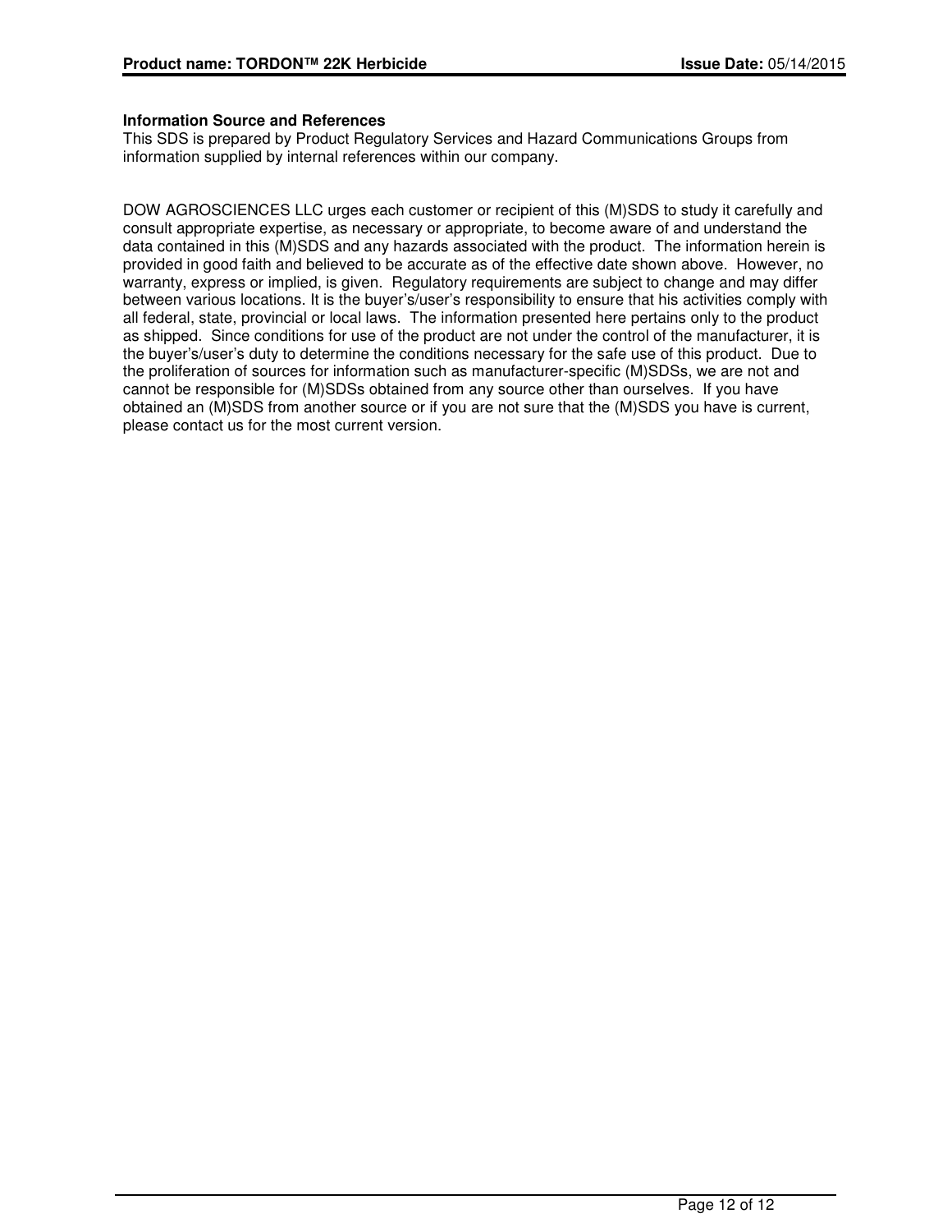**Information Source and References**

This SDS is prepared by Product Regulatory Services and Hazard Communications Groups from information supplied by internal references within our company.

DOW AGROSCIENCES LLC urges each customer or recipient of this (M)SDS to study it carefully and consult appropriate expertise, as necessary or appropriate, to become aware of and understand the data contained in this (M)SDS and any hazards associated with the product. The information herein is provided in good faith and believed to be accurate as of the effective date shown above. However, no warranty, express or implied, is given. Regulatory requirements are subject to change and may differ between various locations. It is the buyer's/user's responsibility to ensure that his activities comply with all federal, state, provincial or local laws. The information presented here pertains only to the product as shipped. Since conditions for use of the product are not under the control of the manufacturer, it is the buyer's/user's duty to determine the conditions necessary for the safe use of this product. Due to the proliferation of sources for information such as manufacturer-specific (M)SDSs, we are not and cannot be responsible for (M)SDSs obtained from any source other than ourselves. If you have obtained an (M)SDS from another source or if you are not sure that the (M)SDS you have is current, please contact us for the most current version.